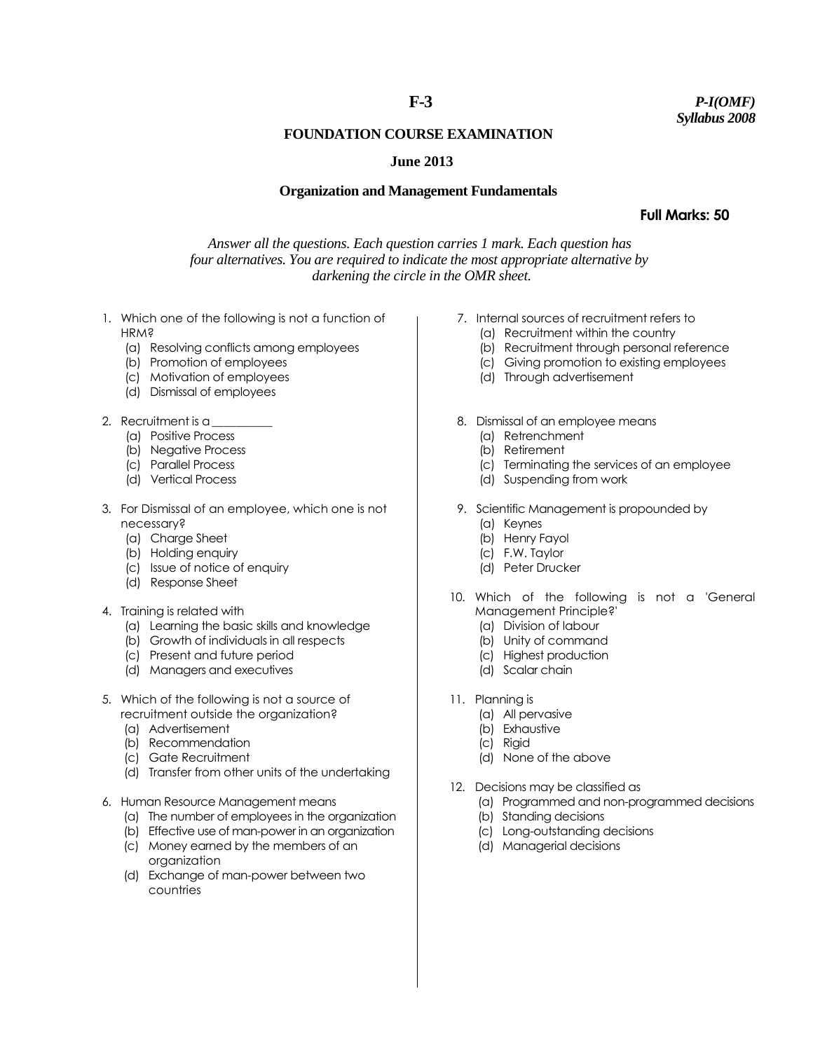**F-3**

*P-I(OMF)*
*Syllabus 2008*

## FOUNDATION COURSE EXAMINATION

### June 2013

### Organization and Management Fundamentals

**Full Marks: 50**

*Answer all the questions. Each question carries 1 mark. Each question has four alternatives. You are required to indicate the most appropriate alternative by darkening the circle in the OMR sheet.*

1. Which one of the following is not a function of HRM?
   (a) Resolving conflicts among employees
   (b) Promotion of employees
   (c) Motivation of employees
   (d) Dismissal of employees

2. Recruitment is a __________
   (a) Positive Process
   (b) Negative Process
   (c) Parallel Process
   (d) Vertical Process

3. For Dismissal of an employee, which one is not necessary?
   (a) Charge Sheet
   (b) Holding enquiry
   (c) Issue of notice of enquiry
   (d) Response Sheet

4. Training is related with
   (a) Learning the basic skills and knowledge
   (b) Growth of individuals in all respects
   (c) Present and future period
   (d) Managers and executives

5. Which of the following is not a source of recruitment outside the organization?
   (a) Advertisement
   (b) Recommendation
   (c) Gate Recruitment
   (d) Transfer from other units of the undertaking

6. Human Resource Management means
   (a) The number of employees in the organization
   (b) Effective use of man-power in an organization
   (c) Money earned by the members of an organization
   (d) Exchange of man-power between two countries

7. Internal sources of recruitment refers to
   (a) Recruitment within the country
   (b) Recruitment through personal reference
   (c) Giving promotion to existing employees
   (d) Through advertisement

8. Dismissal of an employee means
   (a) Retrenchment
   (b) Retirement
   (c) Terminating the services of an employee
   (d) Suspending from work

9. Scientific Management is propounded by
   (a) Keynes
   (b) Henry Fayol
   (c) F.W. Taylor
   (d) Peter Drucker

10. Which of the following is not a 'General Management Principle?'
    (a) Division of labour
    (b) Unity of command
    (c) Highest production
    (d) Scalar chain

11. Planning is
    (a) All pervasive
    (b) Exhaustive
    (c) Rigid
    (d) None of the above

12. Decisions may be classified as
    (a) Programmed and non-programmed decisions
    (b) Standing decisions
    (c) Long-outstanding decisions
    (d) Managerial decisions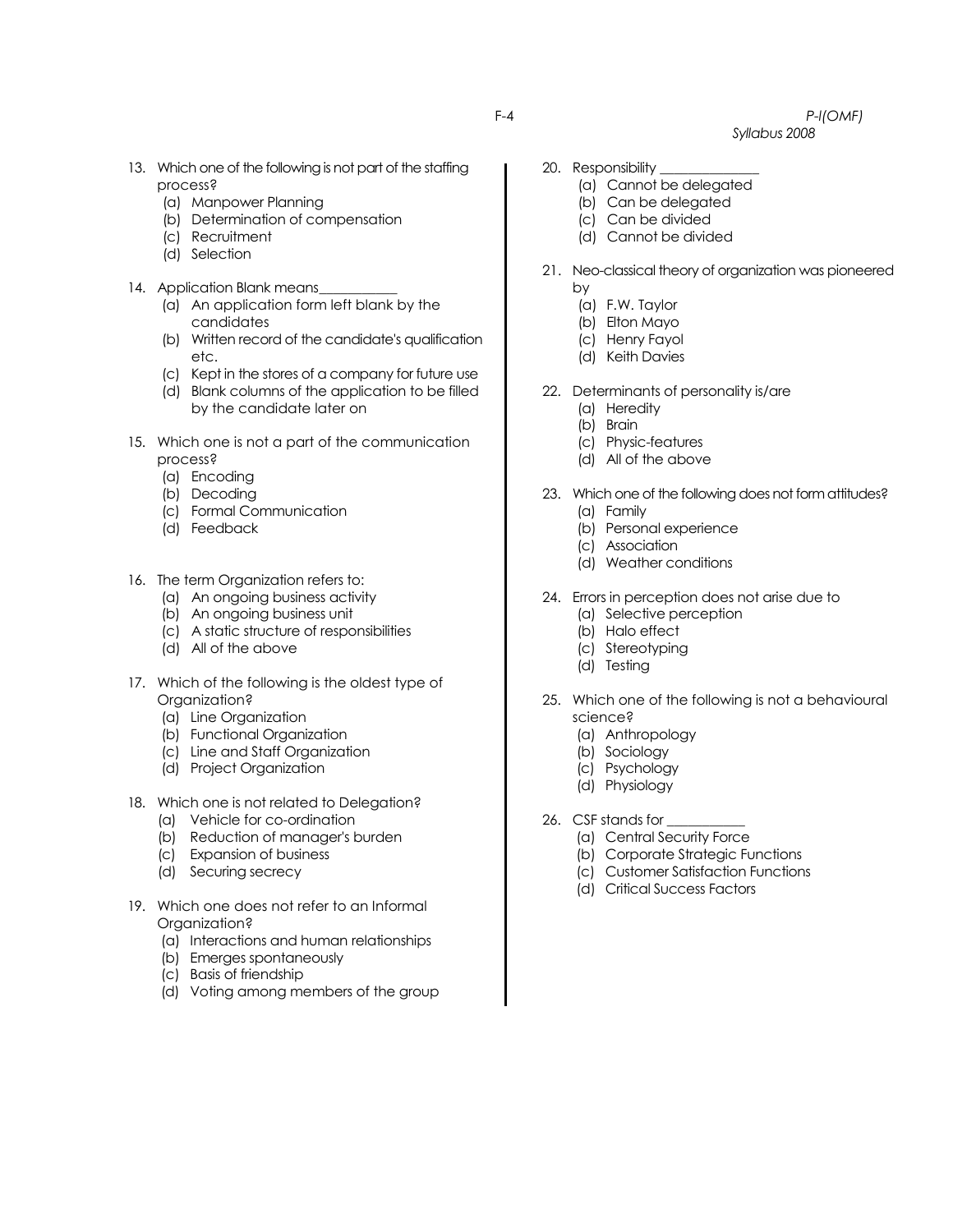13. Which one of the following is not part of the staffing process?
    - (a) Manpower Planning
    - (b) Determination of compensation
    - (c) Recruitment
    - (d) Selection

14. Application Blank means___________
    - (a) An application form left blank by the candidates
    - (b) Written record of the candidate's qualification etc.
    - (c) Kept in the stores of a company for future use
    - (d) Blank columns of the application to be filled by the candidate later on

15. Which one is not a part of the communication process?
    - (a) Encoding
    - (b) Decoding
    - (c) Formal Communication
    - (d) Feedback

16. The term Organization refers to:
    - (a) An ongoing business activity
    - (b) An ongoing business unit
    - (c) A static structure of responsibilities
    - (d) All of the above

17. Which of the following is the oldest type of Organization?
    - (a) Line Organization
    - (b) Functional Organization
    - (c) Line and Staff Organization
    - (d) Project Organization

18. Which one is not related to Delegation?
    - (a) Vehicle for co-ordination
    - (b) Reduction of manager's burden
    - (c) Expansion of business
    - (d) Securing secrecy

19. Which one does not refer to an Informal Organization?
    - (a) Interactions and human relationships
    - (b) Emerges spontaneously
    - (c) Basis of friendship
    - (d) Voting among members of the group

20. Responsibility ______________
    - (a) Cannot be delegated
    - (b) Can be delegated
    - (c) Can be divided
    - (d) Cannot be divided

21. Neo-classical theory of organization was pioneered by
    - (a) F.W. Taylor
    - (b) Elton Mayo
    - (c) Henry Fayol
    - (d) Keith Davies

22. Determinants of personality is/are
    - (a) Heredity
    - (b) Brain
    - (c) Physic-features
    - (d) All of the above

23. Which one of the following does not form attitudes?
    - (a) Family
    - (b) Personal experience
    - (c) Association
    - (d) Weather conditions

24. Errors in perception does not arise due to
    - (a) Selective perception
    - (b) Halo effect
    - (c) Stereotyping
    - (d) Testing

25. Which one of the following is not a behavioural science?
    - (a) Anthropology
    - (b) Sociology
    - (c) Psychology
    - (d) Physiology

26. CSF stands for ___________
    - (a) Central Security Force
    - (b) Corporate Strategic Functions
    - (c) Customer Satisfaction Functions
    - (d) Critical Success Factors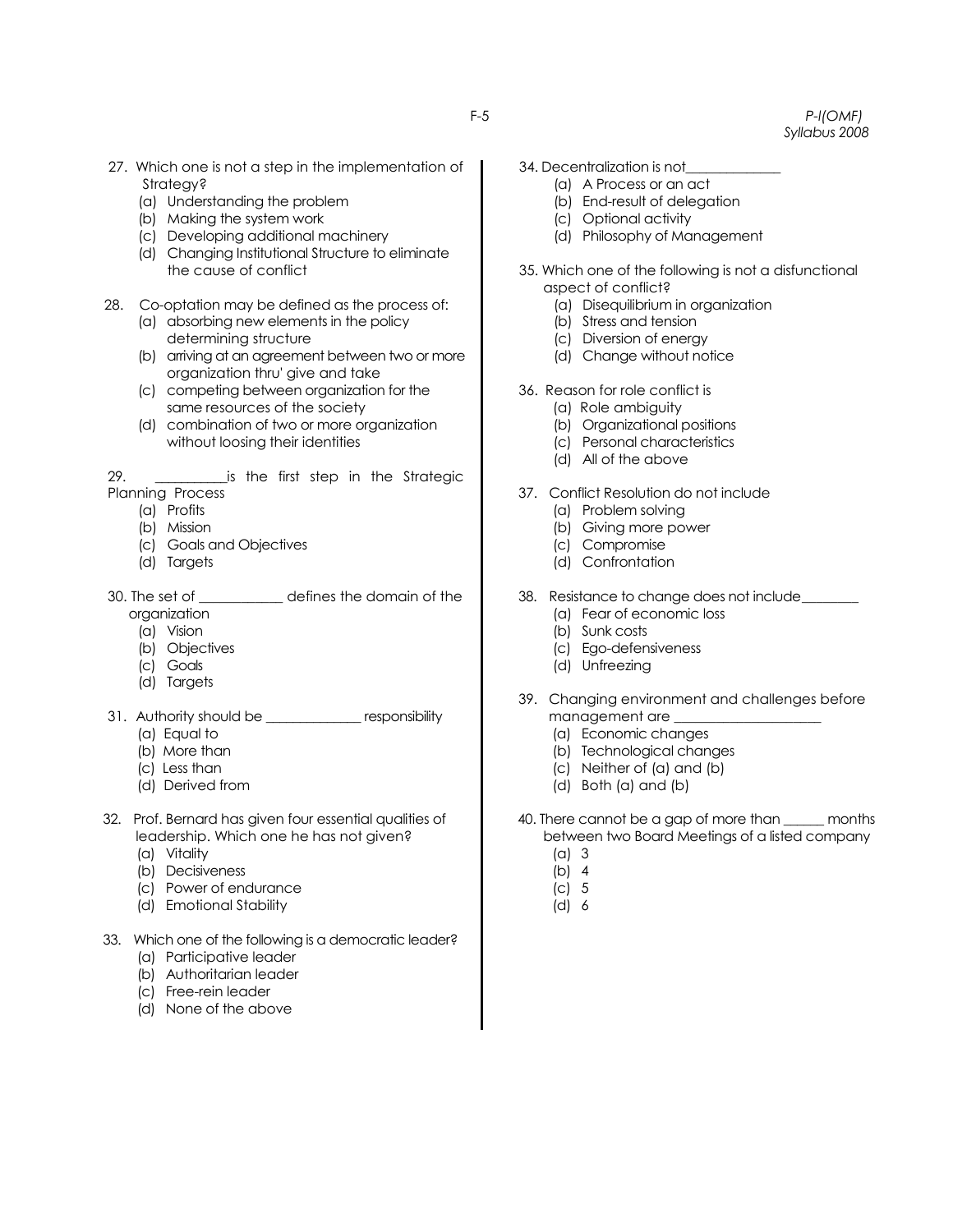27. Which one is not a step in the implementation of Strategy?
    - (a) Understanding the problem
    - (b) Making the system work
    - (c) Developing additional machinery
    - (d) Changing Institutional Structure to eliminate the cause of conflict

28. Co-optation may be defined as the process of:
    - (a) absorbing new elements in the policy determining structure
    - (b) arriving at an agreement between two or more organization thru' give and take
    - (c) competing between organization for the same resources of the society
    - (d) combination of two or more organization without loosing their identities

29. __________is the first step in the Strategic Planning Process
    - (a) Profits
    - (b) Mission
    - (c) Goals and Objectives
    - (d) Targets

30. The set of ____________ defines the domain of the organization
    - (a) Vision
    - (b) Objectives
    - (c) Goals
    - (d) Targets

31. Authority should be ______________ responsibility
    - (a) Equal to
    - (b) More than
    - (c) Less than
    - (d) Derived from

32. Prof. Bernard has given four essential qualities of leadership. Which one he has not given?
    - (a) Vitality
    - (b) Decisiveness
    - (c) Power of endurance
    - (d) Emotional Stability

33. Which one of the following is a democratic leader?
    - (a) Participative leader
    - (b) Authoritarian leader
    - (c) Free-rein leader
    - (d) None of the above

34. Decentralization is not______________
    - (a) A Process or an act
    - (b) End-result of delegation
    - (c) Optional activity
    - (d) Philosophy of Management

35. Which one of the following is not a disfunctional aspect of conflict?
    - (a) Disequilibrium in organization
    - (b) Stress and tension
    - (c) Diversion of energy
    - (d) Change without notice

36. Reason for role conflict is
    - (a) Role ambiguity
    - (b) Organizational positions
    - (c) Personal characteristics
    - (d) All of the above

37. Conflict Resolution do not include
    - (a) Problem solving
    - (b) Giving more power
    - (c) Compromise
    - (d) Confrontation

38. Resistance to change does not include________
    - (a) Fear of economic loss
    - (b) Sunk costs
    - (c) Ego-defensiveness
    - (d) Unfreezing

39. Changing environment and challenges before management are ____________________
    - (a) Economic changes
    - (b) Technological changes
    - (c) Neither of (a) and (b)
    - (d) Both (a) and (b)

40. There cannot be a gap of more than ______ months between two Board Meetings of a listed company
    - (a) 3
    - (b) 4
    - (c) 5
    - (d) 6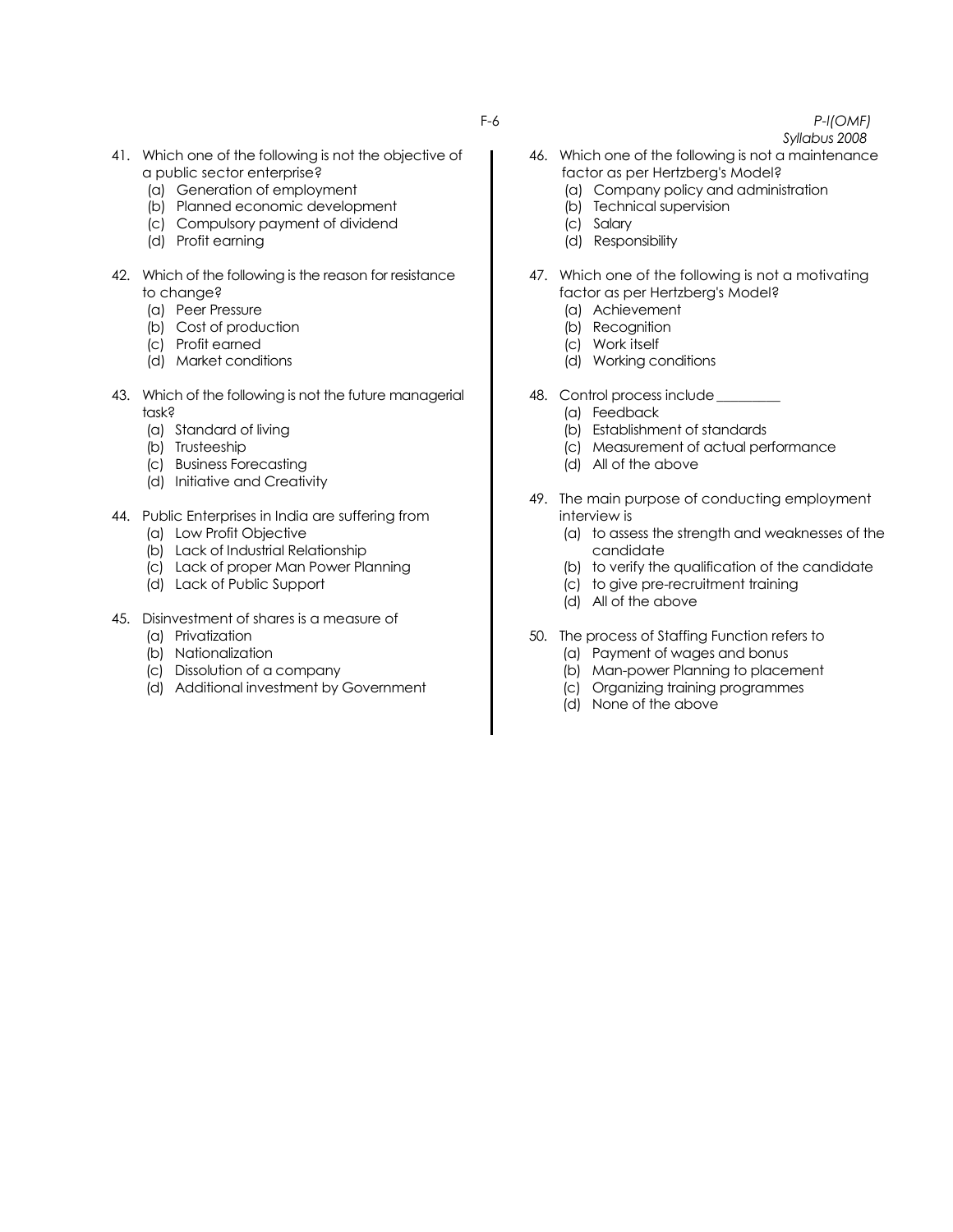41. Which one of the following is not the objective of a public sector enterprise?
    (a) Generation of employment
    (b) Planned economic development
    (c) Compulsory payment of dividend
    (d) Profit earning

42. Which of the following is the reason for resistance to change?
    (a) Peer Pressure
    (b) Cost of production
    (c) Profit earned
    (d) Market conditions

43. Which of the following is not the future managerial task?
    (a) Standard of living
    (b) Trusteeship
    (c) Business Forecasting
    (d) Initiative and Creativity

44. Public Enterprises in India are suffering from
    (a) Low Profit Objective
    (b) Lack of Industrial Relationship
    (c) Lack of proper Man Power Planning
    (d) Lack of Public Support

45. Disinvestment of shares is a measure of
    (a) Privatization
    (b) Nationalization
    (c) Dissolution of a company
    (d) Additional investment by Government

46. Which one of the following is not a maintenance factor as per Hertzberg's Model?
    (a) Company policy and administration
    (b) Technical supervision
    (c) Salary
    (d) Responsibility

47. Which one of the following is not a motivating factor as per Hertzberg's Model?
    (a) Achievement
    (b) Recognition
    (c) Work itself
    (d) Working conditions

48. Control process include _________
    (a) Feedback
    (b) Establishment of standards
    (c) Measurement of actual performance
    (d) All of the above

49. The main purpose of conducting employment interview is
    (a) to assess the strength and weaknesses of the candidate
    (b) to verify the qualification of the candidate
    (c) to give pre-recruitment training
    (d) All of the above

50. The process of Staffing Function refers to
    (a) Payment of wages and bonus
    (b) Man-power Planning to placement
    (c) Organizing training programmes
    (d) None of the above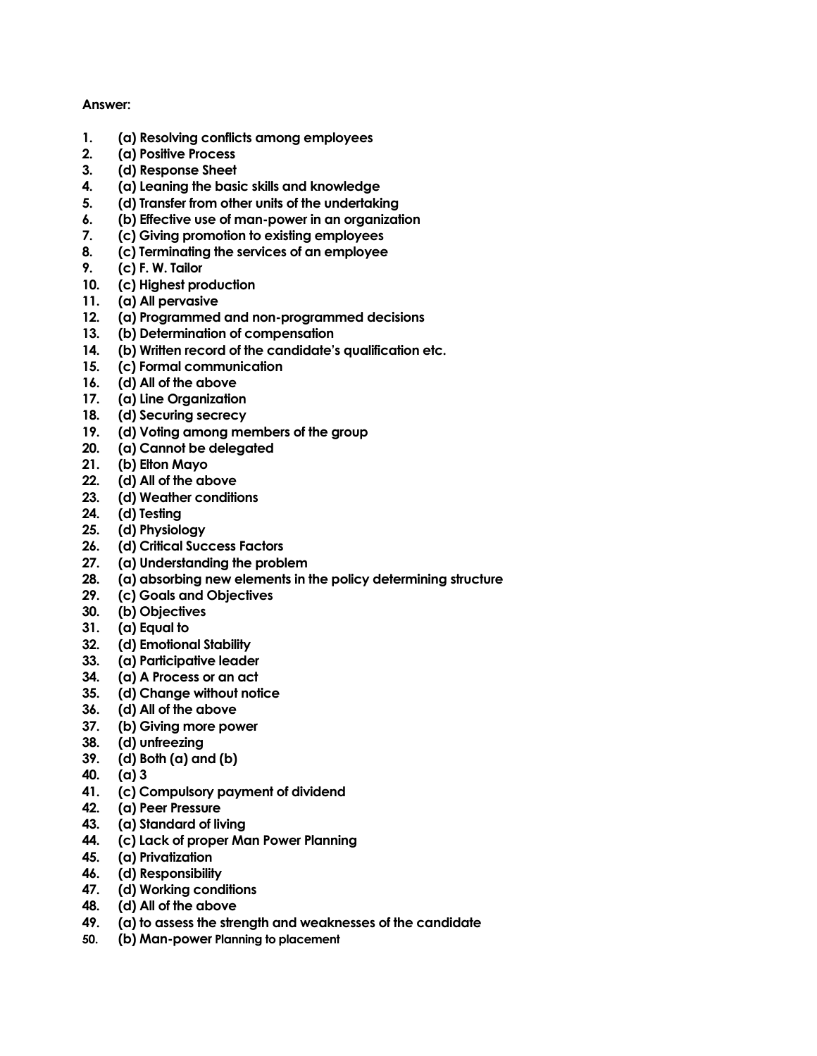**Answer:**

1. **(a) Resolving conflicts among employees**
2. **(a) Positive Process**
3. **(d) Response Sheet**
4. **(a) Leaning the basic skills and knowledge**
5. **(d) Transfer from other units of the undertaking**
6. **(b) Effective use of man-power in an organization**
7. **(c) Giving promotion to existing employees**
8. **(c) Terminating the services of an employee**
9. **(c) F. W. Tailor**
10. **(c) Highest production**
11. **(a) All pervasive**
12. **(a) Programmed and non-programmed decisions**
13. **(b) Determination of compensation**
14. **(b) Written record of the candidate's qualification etc.**
15. **(c) Formal communication**
16. **(d) All of the above**
17. **(a) Line Organization**
18. **(d) Securing secrecy**
19. **(d) Voting among members of the group**
20. **(a) Cannot be delegated**
21. **(b) Elton Mayo**
22. **(d) All of the above**
23. **(d) Weather conditions**
24. **(d) Testing**
25. **(d) Physiology**
26. **(d) Critical Success Factors**
27. **(a) Understanding the problem**
28. **(a) absorbing new elements in the policy determining structure**
29. **(c) Goals and Objectives**
30. **(b) Objectives**
31. **(a) Equal to**
32. **(d) Emotional Stability**
33. **(a) Participative leader**
34. **(a) A Process or an act**
35. **(d) Change without notice**
36. **(d) All of the above**
37. **(b) Giving more power**
38. **(d) unfreezing**
39. **(d) Both (a) and (b)**
40. **(a) 3**
41. **(c) Compulsory payment of dividend**
42. **(a) Peer Pressure**
43. **(a) Standard of living**
44. **(c) Lack of proper Man Power Planning**
45. **(a) Privatization**
46. **(d) Responsibility**
47. **(d) Working conditions**
48. **(d) All of the above**
49. **(a) to assess the strength and weaknesses of the candidate**
50. **(b) Man-power Planning to placement**